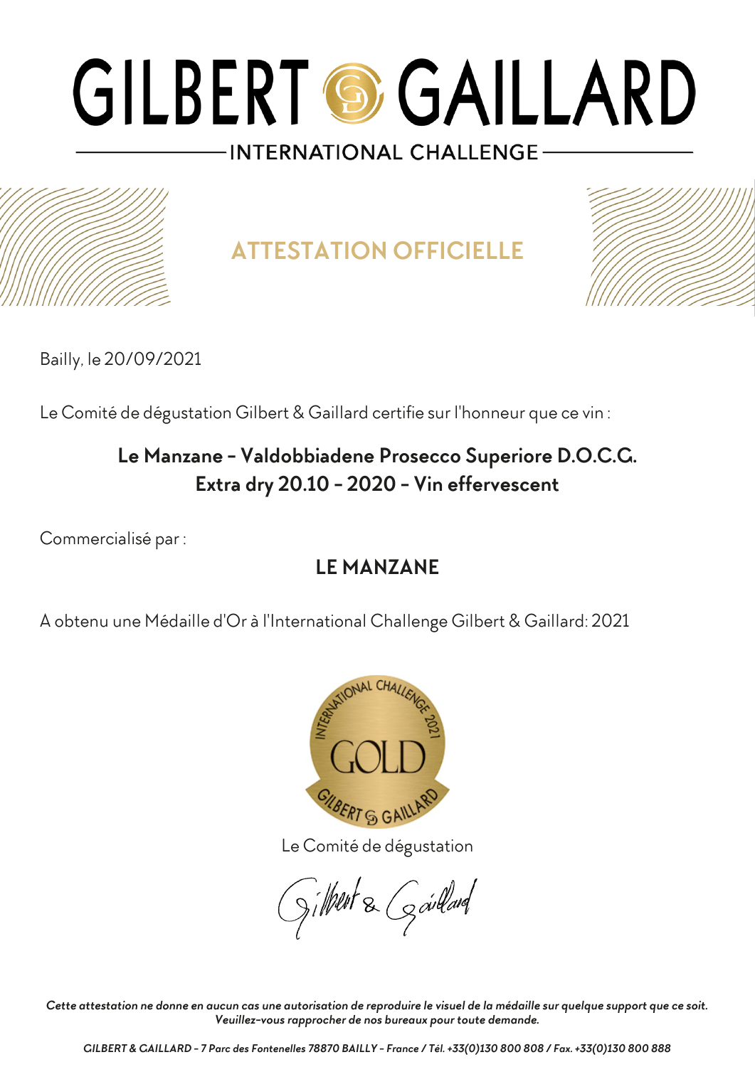# GILBERT GAILLARD

INTERNATIONAL CHALLENGE

## ATTESTATION OFFICIELLE

Bailly, le 20/09/2021

Le Comité de dégustation Gilbert & Gaillard certifie sur l'honneur que ce vin :

**Le Manzane - Valdobbiadene Prosecco Superiore D.O.C.G.**
**Extra dry 20.10 - 2020 - Vin effervescent**

Commercialisé par :

**LE MANZANE**

A obtenu une Médaille d'Or à l'International Challenge Gilbert & Gaillard: 2021

Le Comité de dégustation

Gilbert & Gaillard

*Cette attestation ne donne en aucun cas une autorisation de reproduire le visuel de la médaille sur quelque support que ce soit. Veuillez-vous rapprocher de nos bureaux pour toute demande.*

*GILBERT & GAILLARD - 7 Parc des Fontenelles 78870 BAILLY - France / Tél. +33(0)130 800 808 / Fax. +33(0)130 800 888*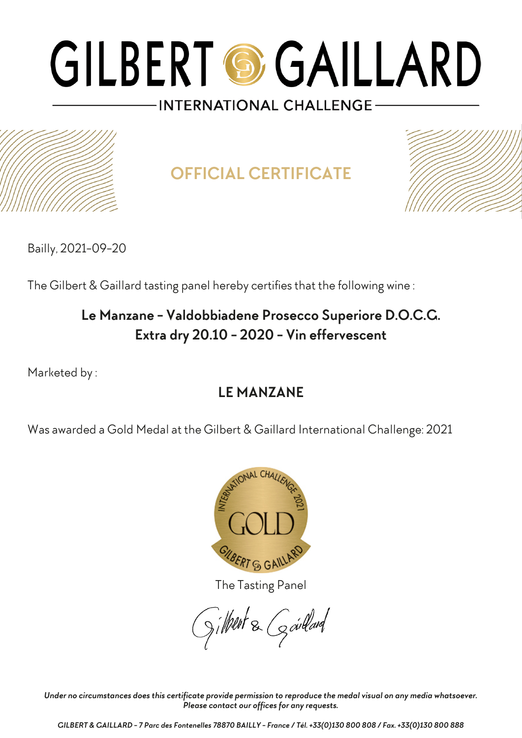# GILBERT & GAILLARD

## INTERNATIONAL CHALLENGE

## OFFICIAL CERTIFICATE

Bailly, 2021-09-20

The Gilbert & Gaillard tasting panel hereby certifies that the following wine :

**Le Manzane - Valdobbiadene Prosecco Superiore D.O.C.G. Extra dry 20.10 - 2020 - Vin effervescent**

Marketed by :

**LE MANZANE**

Was awarded a Gold Medal at the Gilbert & Gaillard International Challenge: 2021

The Tasting Panel

Gilbert & Gaillard

*Under no circumstances does this certificate provide permission to reproduce the medal visual on any media whatsoever. Please contact our offices for any requests.*

*GILBERT & GAILLARD - 7 Parc des Fontenelles 78870 BAILLY - France / Tél. +33(0)130 800 808 / Fax. +33(0)130 800 888*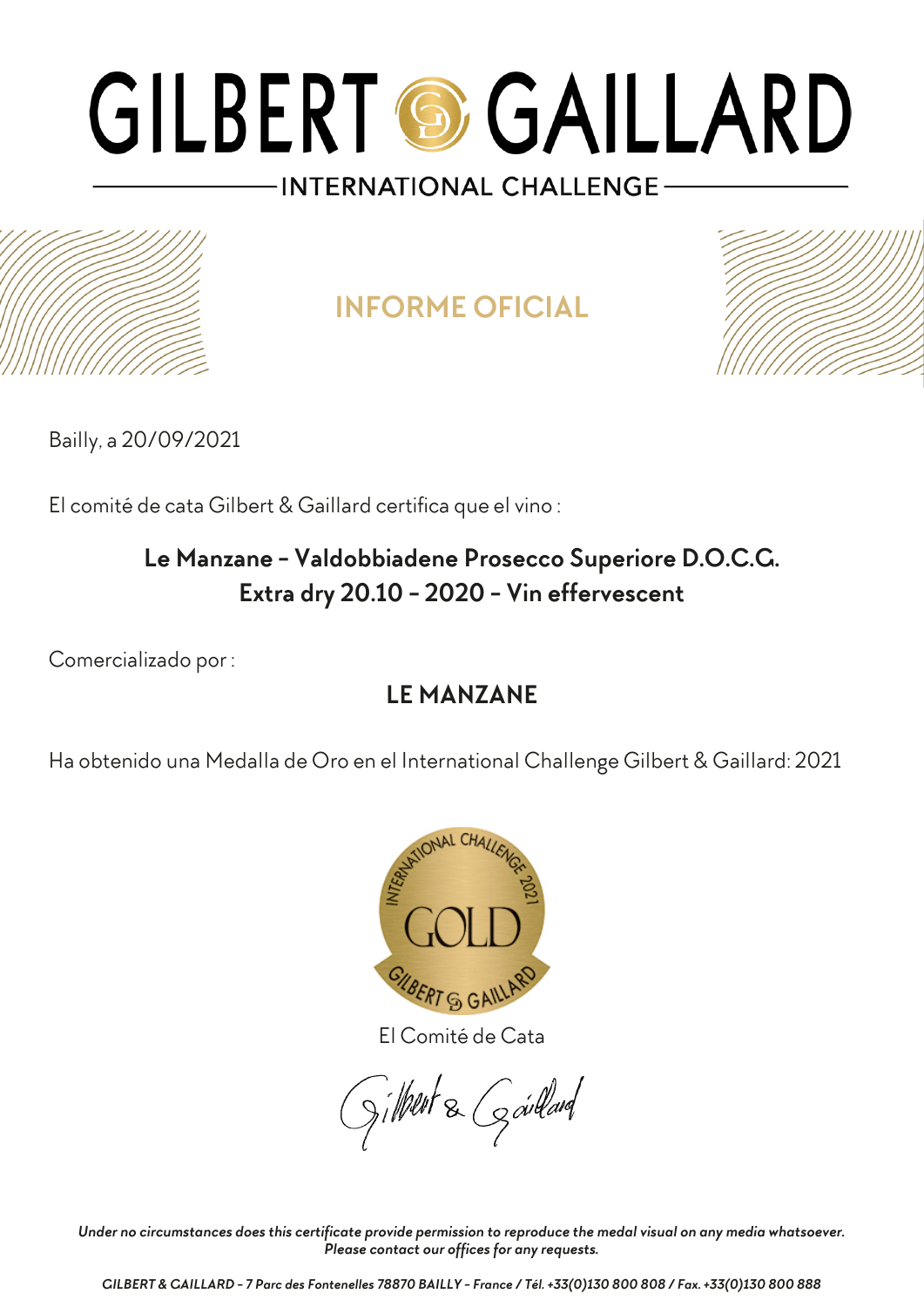# GILBERT & GAILLARD

INTERNATIONAL CHALLENGE

## INFORME OFICIAL

Bailly, a 20/09/2021

El comité de cata Gilbert & Gaillard certifica que el vino :

**Le Manzane - Valdobbiadene Prosecco Superiore D.O.C.G.**
**Extra dry 20.10 - 2020 - Vin effervescent**

Comercializado por :

**LE MANZANE**

Ha obtenido una Medalla de Oro en el International Challenge Gilbert & Gaillard: 2021

El Comité de Cata

Gilbert & Gaillard

*Under no circumstances does this certificate provide permission to reproduce the medal visual on any media whatsoever.*
*Please contact our offices for any requests.*

*GILBERT & GAILLARD - 7 Parc des Fontenelles 78870 BAILLY - France / Tél. +33(0)130 800 808 / Fax. +33(0)130 800 888*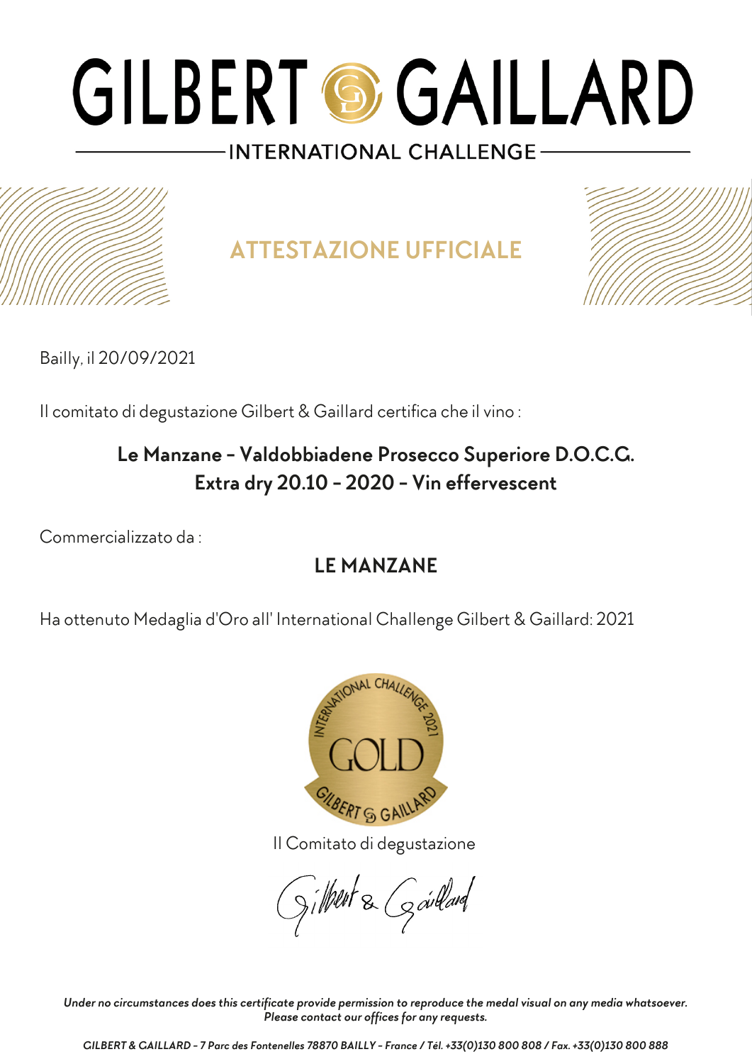# GILBERT GAILLARD

INTERNATIONAL CHALLENGE

## ATTESTAZIONE UFFICIALE

Bailly, il 20/09/2021

Il comitato di degustazione Gilbert & Gaillard certifica che il vino :

**Le Manzane - Valdobbiadene Prosecco Superiore D.O.C.G.**
**Extra dry 20.10 - 2020 - Vin effervescent**

Commercializzato da :

**LE MANZANE**

Ha ottenuto Medaglia d'Oro all' International Challenge Gilbert & Gaillard: 2021

INTERNATIONAL CHALLENGE 2021
GOLD
GILBERT GAILLARD

Il Comitato di degustazione

Gilbert & Gaillard

*Under no circumstances does this certificate provide permission to reproduce the medal visual on any media whatsoever.*
*Please contact our offices for any requests.*

*GILBERT & GAILLARD - 7 Parc des Fontenelles 78870 BAILLY - France / Tél. +33(0)130 800 808 / Fax. +33(0)130 800 888*